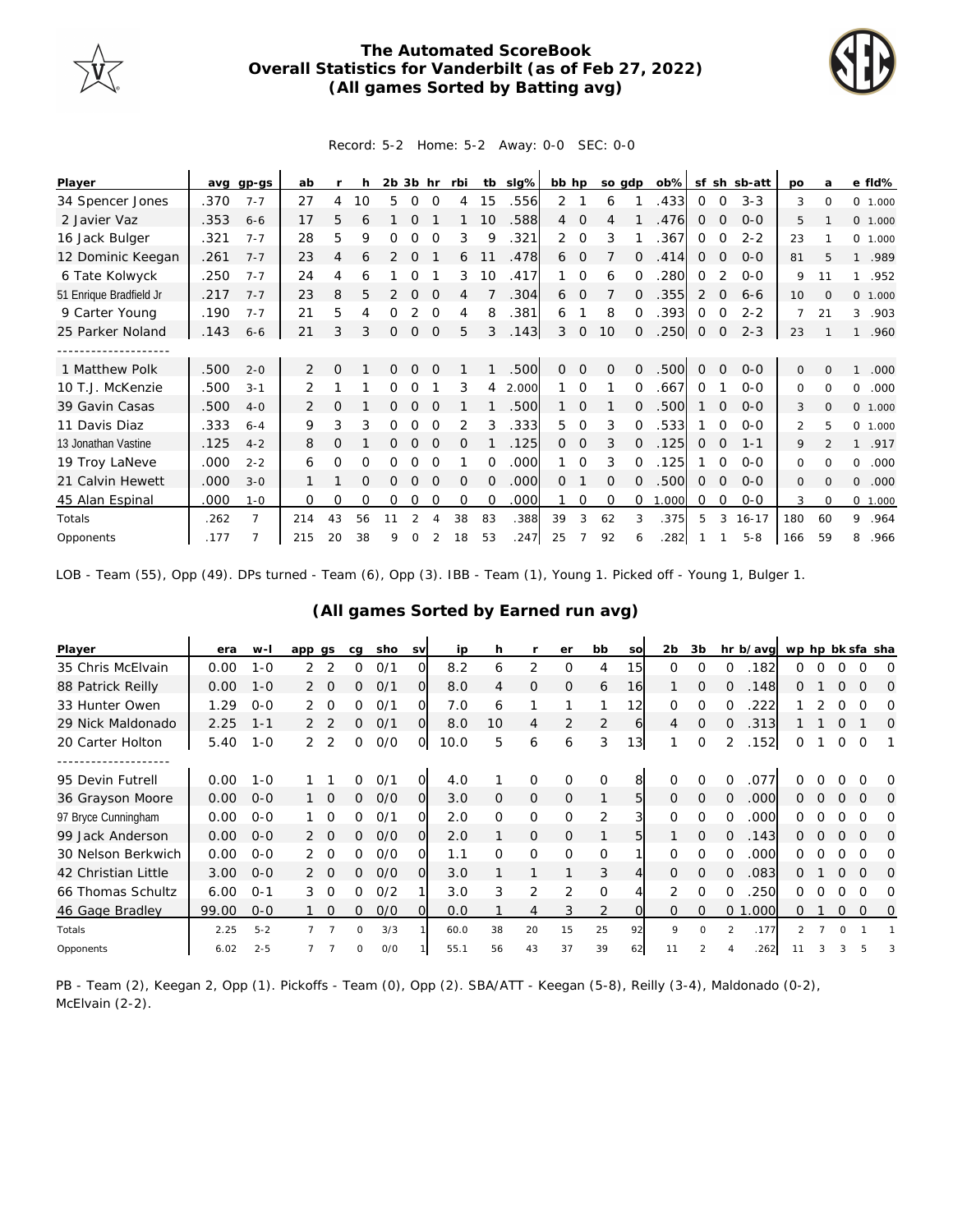# The Automated ScoreBook
## Overall Statistics for Vanderbilt (as of Feb 27, 2022)
## (All games Sorted by Batting avg)

Record: 5-2 Home: 5-2 Away: 0-0 SEC: 0-0

| Player | avg | gp-gs | ab | r | h | 2b | 3b | hr | rbi | tb | slg% | bb | hp | so | gdp | ob% | sf | sh | sb-att | po | a | e | fld% |
|---|---|---|---|---|---|---|---|---|---|---|---|---|---|---|---|---|---|---|---|---|---|---|---|
| 34 Spencer Jones | .370 | 7-7 | 27 | 4 | 10 | 5 | 0 | 0 | 4 | 15 | .556 | 2 | 1 | 6 | 1 | .433 | 0 | 0 | 3-3 | 3 | 0 | 0 | 1.000 |
| 2 Javier Vaz | .353 | 6-6 | 17 | 5 | 6 | 1 | 0 | 1 | 1 | 10 | .588 | 4 | 0 | 4 | 1 | .476 | 0 | 0 | 0-0 | 5 | 1 | 0 | 1.000 |
| 16 Jack Bulger | .321 | 7-7 | 28 | 5 | 9 | 0 | 0 | 0 | 3 | 9 | .321 | 2 | 0 | 3 | 1 | .367 | 0 | 0 | 2-2 | 23 | 1 | 0 | 1.000 |
| 12 Dominic Keegan | .261 | 7-7 | 23 | 4 | 6 | 2 | 0 | 1 | 6 | 11 | .478 | 6 | 0 | 7 | 0 | .414 | 0 | 0 | 0-0 | 81 | 5 | 1 | .989 |
| 6 Tate Kolwyck | .250 | 7-7 | 24 | 4 | 6 | 1 | 0 | 1 | 3 | 10 | .417 | 1 | 0 | 6 | 0 | .280 | 0 | 2 | 0-0 | 9 | 11 | 1 | .952 |
| 51 Enrique Bradfield Jr | .217 | 7-7 | 23 | 8 | 5 | 2 | 0 | 0 | 4 | 7 | .304 | 6 | 0 | 7 | 0 | .355 | 2 | 0 | 6-6 | 10 | 0 | 0 | 1.000 |
| 9 Carter Young | .190 | 7-7 | 21 | 5 | 4 | 0 | 2 | 0 | 4 | 8 | .381 | 6 | 1 | 8 | 0 | .393 | 0 | 0 | 2-2 | 7 | 21 | 3 | .903 |
| 25 Parker Noland | .143 | 6-6 | 21 | 3 | 3 | 0 | 0 | 0 | 5 | 3 | .143 | 3 | 0 | 10 | 0 | .250 | 0 | 0 | 2-3 | 23 | 1 | 1 | .960 |
| 1 Matthew Polk | .500 | 2-0 | 2 | 0 | 1 | 0 | 0 | 0 | 1 | 1 | .500 | 0 | 0 | 0 | 0 | .500 | 0 | 0 | 0-0 | 0 | 0 | 1 | .000 |
| 10 T.J. McKenzie | .500 | 3-1 | 2 | 1 | 1 | 0 | 0 | 1 | 3 | 4 | 2.000 | 1 | 0 | 1 | 0 | .667 | 0 | 1 | 0-0 | 0 | 0 | 0 | .000 |
| 39 Gavin Casas | .500 | 4-0 | 2 | 0 | 1 | 0 | 0 | 0 | 1 | 1 | .500 | 1 | 0 | 1 | 0 | .500 | 1 | 0 | 0-0 | 3 | 0 | 0 | 1.000 |
| 11 Davis Diaz | .333 | 6-4 | 9 | 3 | 3 | 0 | 0 | 0 | 2 | 3 | .333 | 5 | 0 | 3 | 0 | .533 | 1 | 0 | 0-0 | 2 | 5 | 0 | 1.000 |
| 13 Jonathan Vastine | .125 | 4-2 | 8 | 0 | 1 | 0 | 0 | 0 | 0 | 1 | .125 | 0 | 0 | 3 | 0 | .125 | 0 | 0 | 1-1 | 9 | 2 | 1 | .917 |
| 19 Troy LaNeve | .000 | 2-2 | 6 | 0 | 0 | 0 | 0 | 0 | 1 | 0 | .000 | 1 | 0 | 3 | 0 | .125 | 1 | 0 | 0-0 | 0 | 0 | 0 | .000 |
| 21 Calvin Hewett | .000 | 3-0 | 1 | 1 | 0 | 0 | 0 | 0 | 0 | 0 | .000 | 0 | 1 | 0 | 0 | .500 | 0 | 0 | 0-0 | 0 | 0 | 0 | .000 |
| 45 Alan Espinal | .000 | 1-0 | 0 | 0 | 0 | 0 | 0 | 0 | 0 | 0 | .000 | 1 | 0 | 0 | 0 | 1.000 | 0 | 0 | 0-0 | 3 | 0 | 0 | 1.000 |
| Totals | .262 | 7 | 214 | 43 | 56 | 11 | 2 | 4 | 38 | 83 | .388 | 39 | 3 | 62 | 3 | .375 | 5 | 3 | 16-17 | 180 | 60 | 9 | .964 |
| Opponents | .177 | 7 | 215 | 20 | 38 | 9 | 0 | 2 | 18 | 53 | .247 | 25 | 7 | 92 | 6 | .282 | 1 | 1 | 5-8 | 166 | 59 | 8 | .966 |

LOB - Team (55), Opp (49). DPs turned - Team (6), Opp (3). IBB - Team (1), Young 1. Picked off - Young 1, Bulger 1.

## (All games Sorted by Earned run avg)

| Player | era | w-l | app | gs | cg | sho | sv | ip | h | r | er | bb | so | 2b | 3b | hr | b/avg | wp | hp | bk | sfa | sha |
|---|---|---|---|---|---|---|---|---|---|---|---|---|---|---|---|---|---|---|---|---|---|---|
| 35 Chris McElvain | 0.00 | 1-0 | 2 | 2 | 0 | 0/1 | 0 | 8.2 | 6 | 2 | 0 | 4 | 15 | 0 | 0 | 0 | .182 | 0 | 0 | 0 | 0 | 0 |
| 88 Patrick Reilly | 0.00 | 1-0 | 2 | 0 | 0 | 0/1 | 0 | 8.0 | 4 | 0 | 0 | 6 | 16 | 1 | 0 | 0 | .148 | 0 | 1 | 0 | 0 | 0 |
| 33 Hunter Owen | 1.29 | 0-0 | 2 | 0 | 0 | 0/1 | 0 | 7.0 | 6 | 1 | 1 | 1 | 12 | 0 | 0 | 0 | .222 | 1 | 2 | 0 | 0 | 0 |
| 29 Nick Maldonado | 2.25 | 1-1 | 2 | 2 | 0 | 0/1 | 0 | 8.0 | 10 | 4 | 2 | 2 | 6 | 4 | 0 | 0 | .313 | 1 | 1 | 0 | 1 | 0 |
| 20 Carter Holton | 5.40 | 1-0 | 2 | 2 | 0 | 0/0 | 0 | 10.0 | 5 | 6 | 6 | 3 | 13 | 1 | 0 | 2 | .152 | 0 | 1 | 0 | 0 | 1 |
| 95 Devin Futrell | 0.00 | 1-0 | 1 | 1 | 0 | 0/1 | 0 | 4.0 | 1 | 0 | 0 | 0 | 8 | 0 | 0 | 0 | .077 | 0 | 0 | 0 | 0 | 0 |
| 36 Grayson Moore | 0.00 | 0-0 | 1 | 0 | 0 | 0/0 | 0 | 3.0 | 0 | 0 | 0 | 1 | 5 | 0 | 0 | 0 | .000 | 0 | 0 | 0 | 0 | 0 |
| 97 Bryce Cunningham | 0.00 | 0-0 | 1 | 0 | 0 | 0/1 | 0 | 2.0 | 0 | 0 | 0 | 2 | 3 | 0 | 0 | 0 | .000 | 0 | 0 | 0 | 0 | 0 |
| 99 Jack Anderson | 0.00 | 0-0 | 2 | 0 | 0 | 0/0 | 0 | 2.0 | 1 | 0 | 0 | 1 | 5 | 1 | 0 | 0 | .143 | 0 | 0 | 0 | 0 | 0 |
| 30 Nelson Berkwich | 0.00 | 0-0 | 2 | 0 | 0 | 0/0 | 0 | 1.1 | 0 | 0 | 0 | 0 | 1 | 0 | 0 | 0 | .000 | 0 | 0 | 0 | 0 | 0 |
| 42 Christian Little | 3.00 | 0-0 | 2 | 0 | 0 | 0/0 | 0 | 3.0 | 1 | 1 | 1 | 3 | 4 | 0 | 0 | 0 | .083 | 0 | 1 | 0 | 0 | 0 |
| 66 Thomas Schultz | 6.00 | 0-1 | 3 | 0 | 0 | 0/2 | 1 | 3.0 | 3 | 2 | 2 | 0 | 4 | 2 | 0 | 0 | .250 | 0 | 0 | 0 | 0 | 0 |
| 46 Gage Bradley | 99.00 | 0-0 | 1 | 0 | 0 | 0/0 | 0 | 0.0 | 1 | 4 | 3 | 2 | 0 | 0 | 0 | 0 | 1.000 | 0 | 1 | 0 | 0 | 0 |
| Totals | 2.25 | 5-2 | 7 | 7 | 0 | 3/3 | 1 | 60.0 | 38 | 20 | 15 | 25 | 92 | 9 | 0 | 2 | .177 | 2 | 7 | 0 | 1 | 1 |
| Opponents | 6.02 | 2-5 | 7 | 7 | 0 | 0/0 | 1 | 55.1 | 56 | 43 | 37 | 39 | 62 | 11 | 2 | 4 | .262 | 11 | 3 | 3 | 5 | 3 |

PB - Team (2), Keegan 2, Opp (1). Pickoffs - Team (0), Opp (2). SBA/ATT - Keegan (5-8), Reilly (3-4), Maldonado (0-2), McElvain (2-2).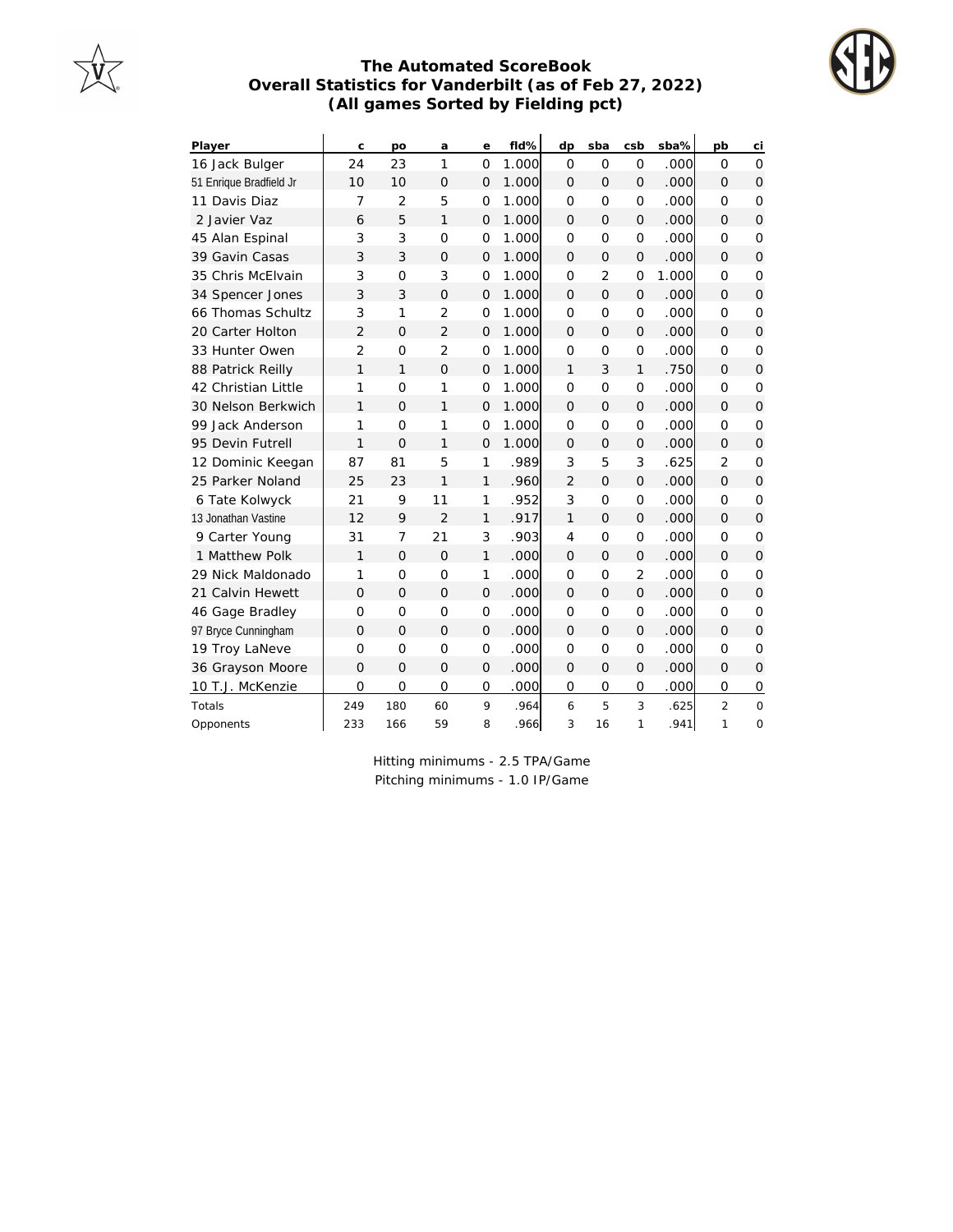# The Automated ScoreBook
## Overall Statistics for Vanderbilt (as of Feb 27, 2022)
### (All games Sorted by Fielding pct)

| Player | c | po | a | e | fld% | dp | sba | csb | sba% | pb | ci |
|---|---|---|---|---|---|---|---|---|---|---|---|
| 16 Jack Bulger | 24 | 23 | 1 | 0 | 1.000 | 0 | 0 | 0 | .000 | 0 | 0 |
| 51 Enrique Bradfield Jr | 10 | 10 | 0 | 0 | 1.000 | 0 | 0 | 0 | .000 | 0 | 0 |
| 11 Davis Diaz | 7 | 2 | 5 | 0 | 1.000 | 0 | 0 | 0 | .000 | 0 | 0 |
| 2 Javier Vaz | 6 | 5 | 1 | 0 | 1.000 | 0 | 0 | 0 | .000 | 0 | 0 |
| 45 Alan Espinal | 3 | 3 | 0 | 0 | 1.000 | 0 | 0 | 0 | .000 | 0 | 0 |
| 39 Gavin Casas | 3 | 3 | 0 | 0 | 1.000 | 0 | 0 | 0 | .000 | 0 | 0 |
| 35 Chris McElvain | 3 | 0 | 3 | 0 | 1.000 | 0 | 2 | 0 | 1.000 | 0 | 0 |
| 34 Spencer Jones | 3 | 3 | 0 | 0 | 1.000 | 0 | 0 | 0 | .000 | 0 | 0 |
| 66 Thomas Schultz | 3 | 1 | 2 | 0 | 1.000 | 0 | 0 | 0 | .000 | 0 | 0 |
| 20 Carter Holton | 2 | 0 | 2 | 0 | 1.000 | 0 | 0 | 0 | .000 | 0 | 0 |
| 33 Hunter Owen | 2 | 0 | 2 | 0 | 1.000 | 0 | 0 | 0 | .000 | 0 | 0 |
| 88 Patrick Reilly | 1 | 1 | 0 | 0 | 1.000 | 1 | 3 | 1 | .750 | 0 | 0 |
| 42 Christian Little | 1 | 0 | 1 | 0 | 1.000 | 0 | 0 | 0 | .000 | 0 | 0 |
| 30 Nelson Berkwich | 1 | 0 | 1 | 0 | 1.000 | 0 | 0 | 0 | .000 | 0 | 0 |
| 99 Jack Anderson | 1 | 0 | 1 | 0 | 1.000 | 0 | 0 | 0 | .000 | 0 | 0 |
| 95 Devin Futrell | 1 | 0 | 1 | 0 | 1.000 | 0 | 0 | 0 | .000 | 0 | 0 |
| 12 Dominic Keegan | 87 | 81 | 5 | 1 | .989 | 3 | 5 | 3 | .625 | 2 | 0 |
| 25 Parker Noland | 25 | 23 | 1 | 1 | .960 | 2 | 0 | 0 | .000 | 0 | 0 |
| 6 Tate Kolwyck | 21 | 9 | 11 | 1 | .952 | 3 | 0 | 0 | .000 | 0 | 0 |
| 13 Jonathan Vastine | 12 | 9 | 2 | 1 | .917 | 1 | 0 | 0 | .000 | 0 | 0 |
| 9 Carter Young | 31 | 7 | 21 | 3 | .903 | 4 | 0 | 0 | .000 | 0 | 0 |
| 1 Matthew Polk | 1 | 0 | 0 | 1 | .000 | 0 | 0 | 0 | .000 | 0 | 0 |
| 29 Nick Maldonado | 1 | 0 | 0 | 1 | .000 | 0 | 0 | 2 | .000 | 0 | 0 |
| 21 Calvin Hewett | 0 | 0 | 0 | 0 | .000 | 0 | 0 | 0 | .000 | 0 | 0 |
| 46 Gage Bradley | 0 | 0 | 0 | 0 | .000 | 0 | 0 | 0 | .000 | 0 | 0 |
| 97 Bryce Cunningham | 0 | 0 | 0 | 0 | .000 | 0 | 0 | 0 | .000 | 0 | 0 |
| 19 Troy LaNeve | 0 | 0 | 0 | 0 | .000 | 0 | 0 | 0 | .000 | 0 | 0 |
| 36 Grayson Moore | 0 | 0 | 0 | 0 | .000 | 0 | 0 | 0 | .000 | 0 | 0 |
| 10 T.J. McKenzie | 0 | 0 | 0 | 0 | .000 | 0 | 0 | 0 | .000 | 0 | 0 |
| Totals | 249 | 180 | 60 | 9 | .964 | 6 | 5 | 3 | .625 | 2 | 0 |
| Opponents | 233 | 166 | 59 | 8 | .966 | 3 | 16 | 1 | .941 | 1 | 0 |

Hitting minimums - 2.5 TPA/Game
Pitching minimums - 1.0 IP/Game